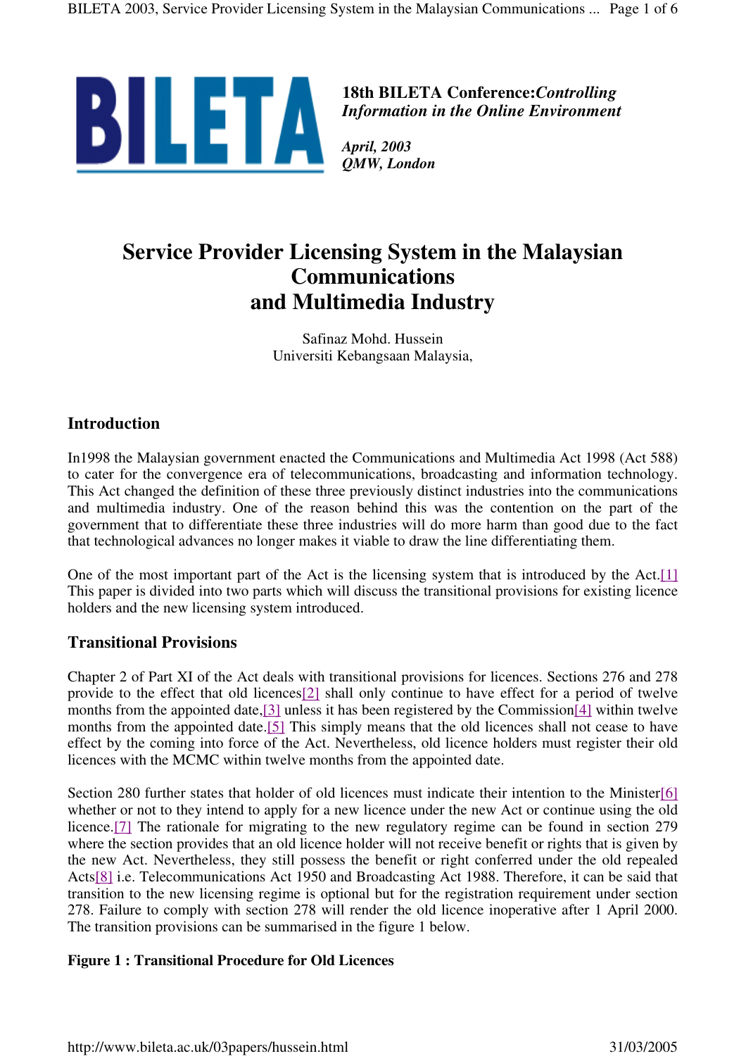**18th BILETA Conference:** ***Controlling Information in the Online Environment***

*April, 2003*
*QMW, London*

# Service Provider Licensing System in the Malaysian Communications and Multimedia Industry

Safinaz Mohd. Hussein
Universiti Kebangsaan Malaysia,

## Introduction

In1998 the Malaysian government enacted the Communications and Multimedia Act 1998 (Act 588) to cater for the convergence era of telecommunications, broadcasting and information technology. This Act changed the definition of these three previously distinct industries into the communications and multimedia industry. One of the reason behind this was the contention on the part of the government that to differentiate these three industries will do more harm than good due to the fact that technological advances no longer makes it viable to draw the line differentiating them.

One of the most important part of the Act is the licensing system that is introduced by the Act.[1] This paper is divided into two parts which will discuss the transitional provisions for existing licence holders and the new licensing system introduced.

## Transitional Provisions

Chapter 2 of Part XI of the Act deals with transitional provisions for licences. Sections 276 and 278 provide to the effect that old licences[2] shall only continue to have effect for a period of twelve months from the appointed date,[3] unless it has been registered by the Commission[4] within twelve months from the appointed date.[5] This simply means that the old licences shall not cease to have effect by the coming into force of the Act. Nevertheless, old licence holders must register their old licences with the MCMC within twelve months from the appointed date.

Section 280 further states that holder of old licences must indicate their intention to the Minister[6] whether or not to they intend to apply for a new licence under the new Act or continue using the old licence.[7] The rationale for migrating to the new regulatory regime can be found in section 279 where the section provides that an old licence holder will not receive benefit or rights that is given by the new Act. Nevertheless, they still possess the benefit or right conferred under the old repealed Acts[8] i.e. Telecommunications Act 1950 and Broadcasting Act 1988. Therefore, it can be said that transition to the new licensing regime is optional but for the registration requirement under section 278. Failure to comply with section 278 will render the old licence inoperative after 1 April 2000. The transition provisions can be summarised in the figure 1 below.

**Figure 1 : Transitional Procedure for Old Licences**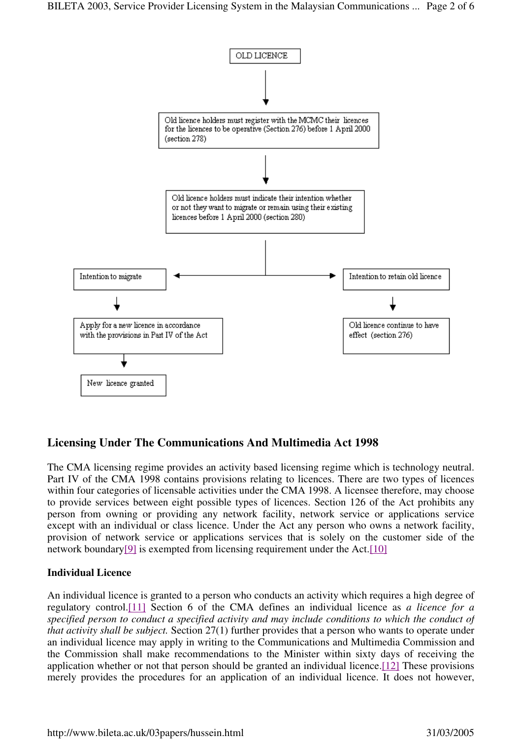OLD LICENCE

↓

Old licence holders must register with the MCMC their licences for the licences to be operative (Section 276) before 1 April 2000 (section 278)

↓

Old licence holders must indicate their intention whether or not they want to migrate or remain using their existing licences before 1 April 2000 (section 280)

| Intention to migrate | Intention to retain old licence |
|---|---|
| ↓ | ↓ |
| Apply for a new licence in accordance with the provisions in Part IV of the Act | Old licence continue to have effect (section 276) |
| ↓ | |
| New licence granted | |

## Licensing Under The Communications And Multimedia Act 1998

The CMA licensing regime provides an activity based licensing regime which is technology neutral. Part IV of the CMA 1998 contains provisions relating to licences. There are two types of licences within four categories of licensable activities under the CMA 1998. A licensee therefore, may choose to provide services between eight possible types of licences. Section 126 of the Act prohibits any person from owning or providing any network facility, network service or applications service except with an individual or class licence. Under the Act any person who owns a network facility, provision of network service or applications services that is solely on the customer side of the network boundary[9] is exempted from licensing requirement under the Act.[10]

**Individual Licence**

An individual licence is granted to a person who conducts an activity which requires a high degree of regulatory control.[11] Section 6 of the CMA defines an individual licence as *a licence for a specified person to conduct a specified activity and may include conditions to which the conduct of that activity shall be subject.* Section 27(1) further provides that a person who wants to operate under an individual licence may apply in writing to the Communications and Multimedia Commission and the Commission shall make recommendations to the Minister within sixty days of receiving the application whether or not that person should be granted an individual licence.[12] These provisions merely provides the procedures for an application of an individual licence. It does not however,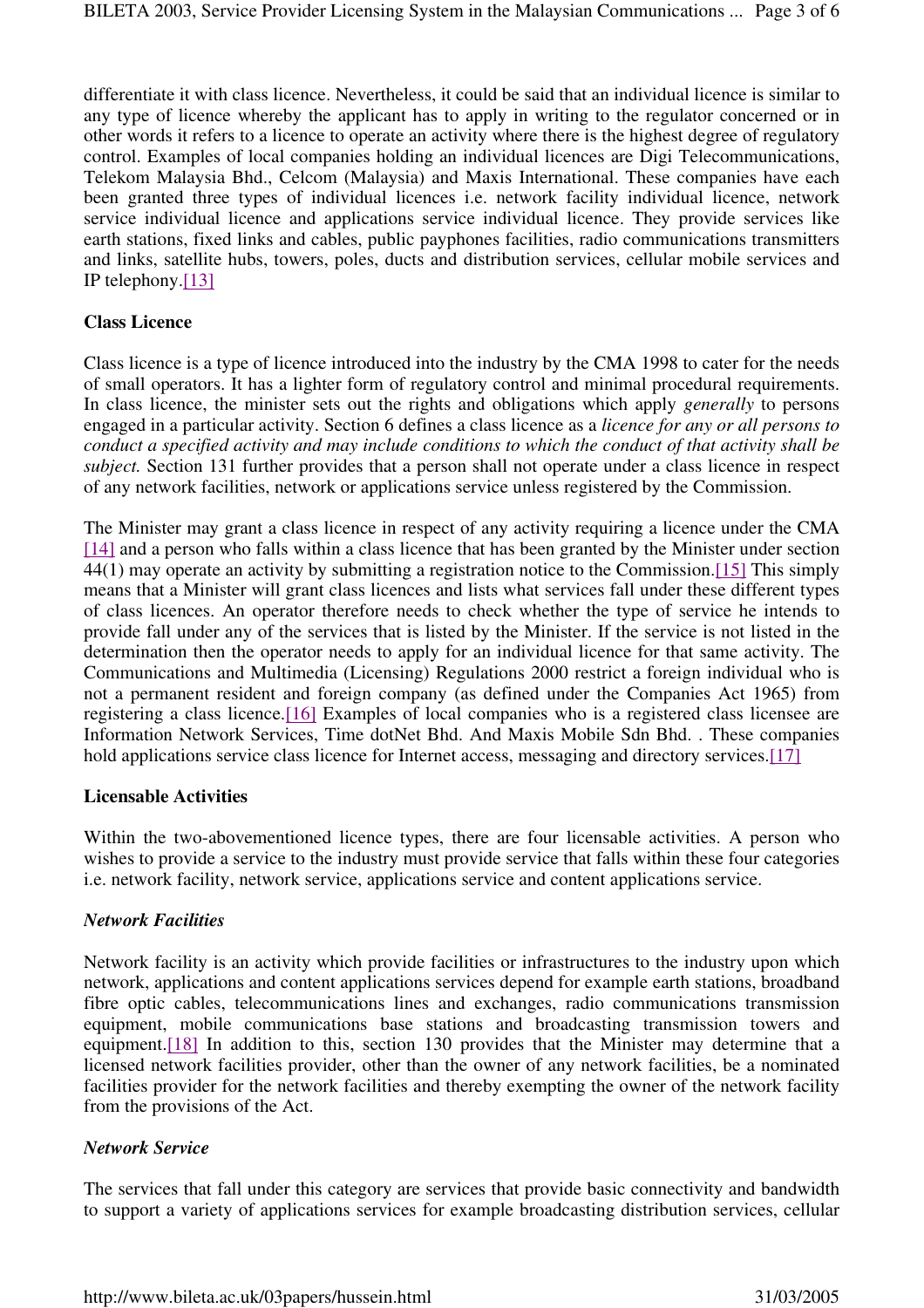differentiate it with class licence. Nevertheless, it could be said that an individual licence is similar to any type of licence whereby the applicant has to apply in writing to the regulator concerned or in other words it refers to a licence to operate an activity where there is the highest degree of regulatory control. Examples of local companies holding an individual licences are Digi Telecommunications, Telekom Malaysia Bhd., Celcom (Malaysia) and Maxis International. These companies have each been granted three types of individual licences i.e. network facility individual licence, network service individual licence and applications service individual licence. They provide services like earth stations, fixed links and cables, public payphones facilities, radio communications transmitters and links, satellite hubs, towers, poles, ducts and distribution services, cellular mobile services and IP telephony.[13]

**Class Licence**

Class licence is a type of licence introduced into the industry by the CMA 1998 to cater for the needs of small operators. It has a lighter form of regulatory control and minimal procedural requirements. In class licence, the minister sets out the rights and obligations which apply *generally* to persons engaged in a particular activity. Section 6 defines a class licence as a *licence for any or all persons to conduct a specified activity and may include conditions to which the conduct of that activity shall be subject.* Section 131 further provides that a person shall not operate under a class licence in respect of any network facilities, network or applications service unless registered by the Commission.

The Minister may grant a class licence in respect of any activity requiring a licence under the CMA [14] and a person who falls within a class licence that has been granted by the Minister under section 44(1) may operate an activity by submitting a registration notice to the Commission.[15] This simply means that a Minister will grant class licences and lists what services fall under these different types of class licences. An operator therefore needs to check whether the type of service he intends to provide fall under any of the services that is listed by the Minister. If the service is not listed in the determination then the operator needs to apply for an individual licence for that same activity. The Communications and Multimedia (Licensing) Regulations 2000 restrict a foreign individual who is not a permanent resident and foreign company (as defined under the Companies Act 1965) from registering a class licence.[16] Examples of local companies who is a registered class licensee are Information Network Services, Time dotNet Bhd. And Maxis Mobile Sdn Bhd. . These companies hold applications service class licence for Internet access, messaging and directory services.[17]

**Licensable Activities**

Within the two-abovementioned licence types, there are four licensable activities. A person who wishes to provide a service to the industry must provide service that falls within these four categories i.e. network facility, network service, applications service and content applications service.

***Network Facilities***

Network facility is an activity which provide facilities or infrastructures to the industry upon which network, applications and content applications services depend for example earth stations, broadband fibre optic cables, telecommunications lines and exchanges, radio communications transmission equipment, mobile communications base stations and broadcasting transmission towers and equipment.[18] In addition to this, section 130 provides that the Minister may determine that a licensed network facilities provider, other than the owner of any network facilities, be a nominated facilities provider for the network facilities and thereby exempting the owner of the network facility from the provisions of the Act.

***Network Service***

The services that fall under this category are services that provide basic connectivity and bandwidth to support a variety of applications services for example broadcasting distribution services, cellular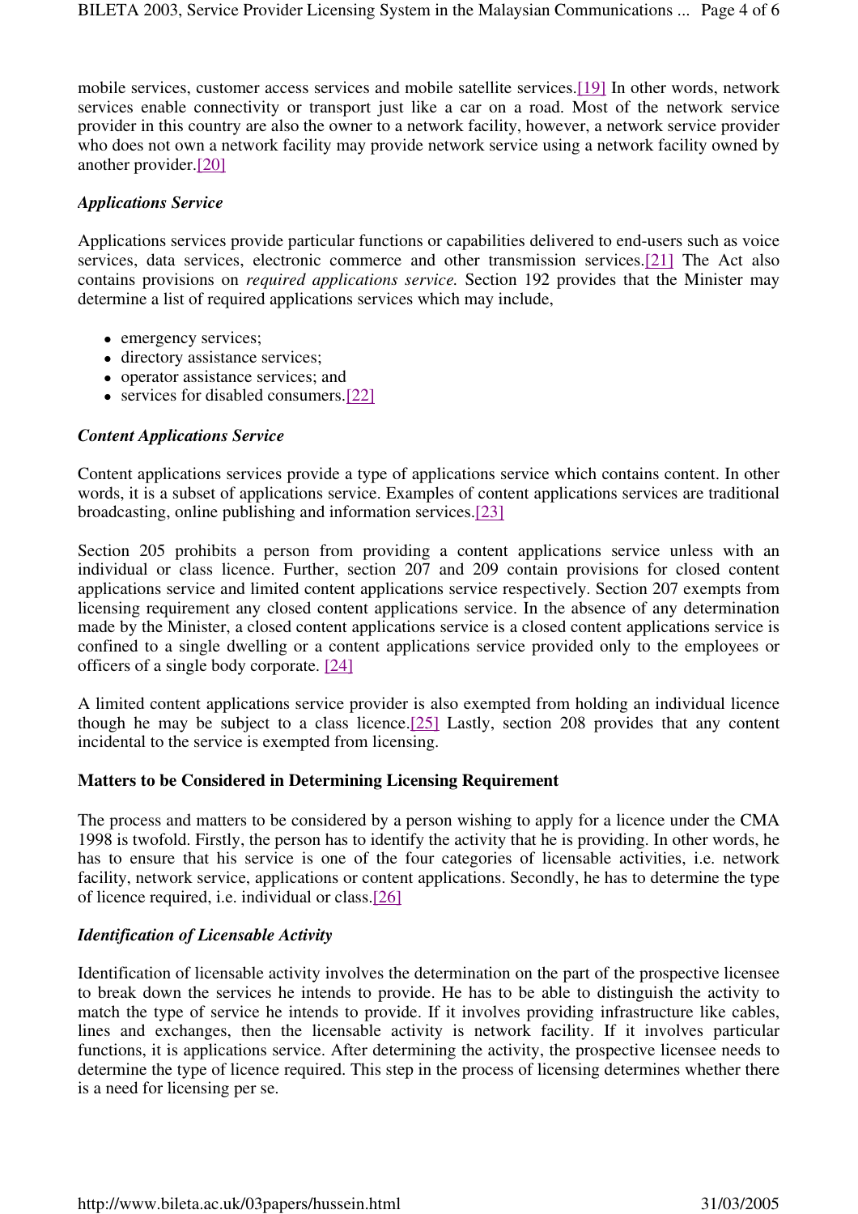mobile services, customer access services and mobile satellite services.[19] In other words, network services enable connectivity or transport just like a car on a road. Most of the network service provider in this country are also the owner to a network facility, however, a network service provider who does not own a network facility may provide network service using a network facility owned by another provider.[20]

### *Applications Service*

Applications services provide particular functions or capabilities delivered to end-users such as voice services, data services, electronic commerce and other transmission services.[21] The Act also contains provisions on *required applications service.* Section 192 provides that the Minister may determine a list of required applications services which may include,

- emergency services;
- directory assistance services;
- operator assistance services; and
- services for disabled consumers.[22]

### *Content Applications Service*

Content applications services provide a type of applications service which contains content. In other words, it is a subset of applications service. Examples of content applications services are traditional broadcasting, online publishing and information services.[23]

Section 205 prohibits a person from providing a content applications service unless with an individual or class licence. Further, section 207 and 209 contain provisions for closed content applications service and limited content applications service respectively. Section 207 exempts from licensing requirement any closed content applications service. In the absence of any determination made by the Minister, a closed content applications service is a closed content applications service is confined to a single dwelling or a content applications service provided only to the employees or officers of a single body corporate. [24]

A limited content applications service provider is also exempted from holding an individual licence though he may be subject to a class licence.[25] Lastly, section 208 provides that any content incidental to the service is exempted from licensing.

## Matters to be Considered in Determining Licensing Requirement

The process and matters to be considered by a person wishing to apply for a licence under the CMA 1998 is twofold. Firstly, the person has to identify the activity that he is providing. In other words, he has to ensure that his service is one of the four categories of licensable activities, i.e. network facility, network service, applications or content applications. Secondly, he has to determine the type of licence required, i.e. individual or class.[26]

### *Identification of Licensable Activity*

Identification of licensable activity involves the determination on the part of the prospective licensee to break down the services he intends to provide. He has to be able to distinguish the activity to match the type of service he intends to provide. If it involves providing infrastructure like cables, lines and exchanges, then the licensable activity is network facility. If it involves particular functions, it is applications service. After determining the activity, the prospective licensee needs to determine the type of licence required. This step in the process of licensing determines whether there is a need for licensing per se.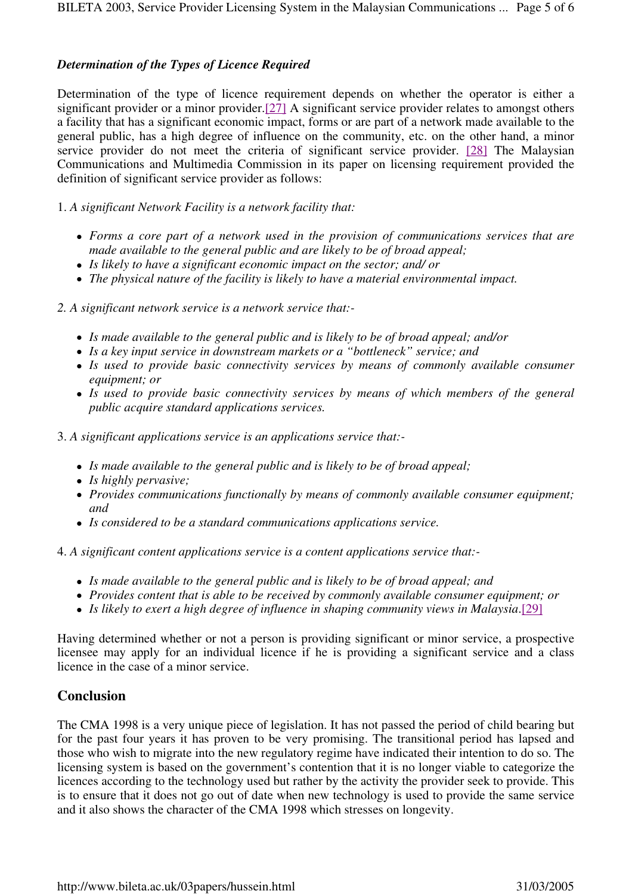***Determination of the Types of Licence Required***

Determination of the type of licence requirement depends on whether the operator is either a significant provider or a minor provider.[27] A significant service provider relates to amongst others a facility that has a significant economic impact, forms or are part of a network made available to the general public, has a high degree of influence on the community, etc. on the other hand, a minor service provider do not meet the criteria of significant service provider. [28] The Malaysian Communications and Multimedia Commission in its paper on licensing requirement provided the definition of significant service provider as follows:

1. *A significant Network Facility is a network facility that:*

- *Forms a core part of a network used in the provision of communications services that are made available to the general public and are likely to be of broad appeal;*
- *Is likely to have a significant economic impact on the sector; and/ or*
- *The physical nature of the facility is likely to have a material environmental impact.*

*2. A significant network service is a network service that:-*

- *Is made available to the general public and is likely to be of broad appeal; and/or*
- *Is a key input service in downstream markets or a "bottleneck" service; and*
- *Is used to provide basic connectivity services by means of commonly available consumer equipment; or*
- *Is used to provide basic connectivity services by means of which members of the general public acquire standard applications services.*

3. *A significant applications service is an applications service that:-*

- *Is made available to the general public and is likely to be of broad appeal;*
- *Is highly pervasive;*
- *Provides communications functionally by means of commonly available consumer equipment; and*
- *Is considered to be a standard communications applications service.*

4. *A significant content applications service is a content applications service that:-*

- *Is made available to the general public and is likely to be of broad appeal; and*
- *Provides content that is able to be received by commonly available consumer equipment; or*
- *Is likely to exert a high degree of influence in shaping community views in Malaysia*.[29]

Having determined whether or not a person is providing significant or minor service, a prospective licensee may apply for an individual licence if he is providing a significant service and a class licence in the case of a minor service.

## Conclusion

The CMA 1998 is a very unique piece of legislation. It has not passed the period of child bearing but for the past four years it has proven to be very promising. The transitional period has lapsed and those who wish to migrate into the new regulatory regime have indicated their intention to do so. The licensing system is based on the government's contention that it is no longer viable to categorize the licences according to the technology used but rather by the activity the provider seek to provide. This is to ensure that it does not go out of date when new technology is used to provide the same service and it also shows the character of the CMA 1998 which stresses on longevity.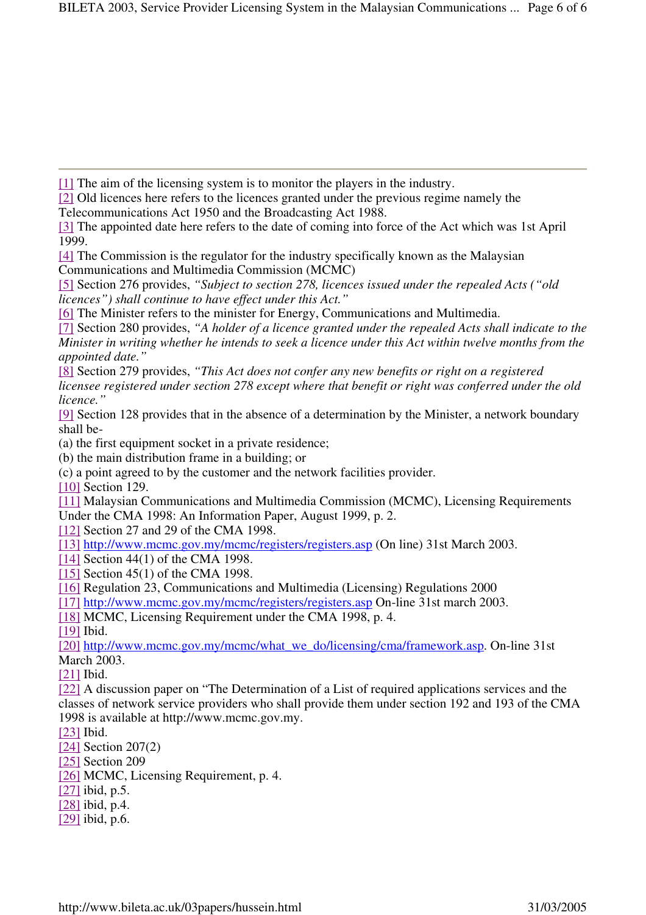---

[1] The aim of the licensing system is to monitor the players in the industry.
[2] Old licences here refers to the licences granted under the previous regime namely the Telecommunications Act 1950 and the Broadcasting Act 1988.
[3] The appointed date here refers to the date of coming into force of the Act which was 1st April 1999.
[4] The Commission is the regulator for the industry specifically known as the Malaysian Communications and Multimedia Commission (MCMC)
[5] Section 276 provides, *"Subject to section 278, licences issued under the repealed Acts ("old licences") shall continue to have effect under this Act."*
[6] The Minister refers to the minister for Energy, Communications and Multimedia.
[7] Section 280 provides, *"A holder of a licence granted under the repealed Acts shall indicate to the Minister in writing whether he intends to seek a licence under this Act within twelve months from the appointed date."*
[8] Section 279 provides, *"This Act does not confer any new benefits or right on a registered licensee registered under section 278 except where that benefit or right was conferred under the old licence."*
[9] Section 128 provides that in the absence of a determination by the Minister, a network boundary shall be-
(a) the first equipment socket in a private residence;
(b) the main distribution frame in a building; or
(c) a point agreed to by the customer and the network facilities provider.
[10] Section 129.
[11] Malaysian Communications and Multimedia Commission (MCMC), Licensing Requirements Under the CMA 1998: An Information Paper, August 1999, p. 2.
[12] Section 27 and 29 of the CMA 1998.
[13] http://www.mcmc.gov.my/mcmc/registers/registers.asp (On line) 31st March 2003.
[14] Section 44(1) of the CMA 1998.
[15] Section 45(1) of the CMA 1998.
[16] Regulation 23, Communications and Multimedia (Licensing) Regulations 2000
[17] http://www.mcmc.gov.my/mcmc/registers/registers.asp On-line 31st march 2003.
[18] MCMC, Licensing Requirement under the CMA 1998, p. 4.
[19] Ibid.
[20] http://www.mcmc.gov.my/mcmc/what_we_do/licensing/cma/framework.asp. On-line 31st March 2003.
[21] Ibid.
[22] A discussion paper on "The Determination of a List of required applications services and the classes of network service providers who shall provide them under section 192 and 193 of the CMA 1998 is available at http://www.mcmc.gov.my.
[23] Ibid.
[24] Section 207(2)
[25] Section 209
[26] MCMC, Licensing Requirement, p. 4.
[27] ibid, p.5.
[28] ibid, p.4.
[29] ibid, p.6.